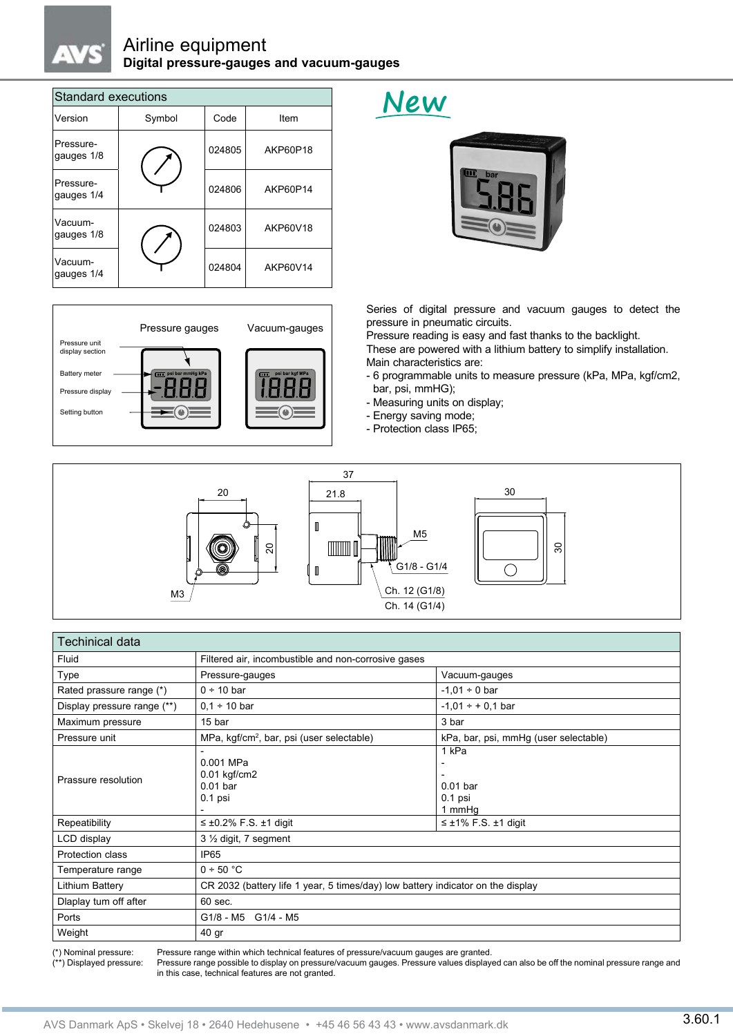# Airline equipment

## Digital pressure-gauges and vacuum-gauges

### Standard executions

| Version | Symbol | Code | Item |
|---|---|---|---|
| Pressure-gauges 1/8 | | 024805 | AKP60P18 |
| Pressure-gauges 1/4 | | 024806 | AKP60P14 |
| Vacuum-gauges 1/8 | | 024803 | AKP60V18 |
| Vacuum-gauges 1/4 | | 024804 | AKP60V14 |

New

Pressure gauges — Vacuum-gauges

Pressure unit display section
Battery meter
Pressure display
Setting button

Series of digital pressure and vacuum gauges to detect the pressure in pneumatic circuits.
Pressure reading is easy and fast thanks to the backlight.
These are powered with a lithium battery to simplify installation.
Main characteristics are:
- 6 programmable units to measure pressure (kPa, MPa, kgf/cm2, bar, psi, mmHG);
- Measuring units on display;
- Energy saving mode;
- Protection class IP65;

37, 20, 21.8, 30, 20, 30, M5, G1/8 - G1/4, M3, Ch. 12 (G1/8), Ch. 14 (G1/4)

### Techinical data

| | | |
|---|---|---|
| Fluid | Filtered air, incombustible and non-corrosive gases | |
| Type | Pressure-gauges | Vacuum-gauges |
| Rated pressure range (*) | 0 ÷ 10 bar | -1,01 ÷ 0 bar |
| Display pressure range (**) | 0,1 ÷ 10 bar | -1,01 ÷ + 0,1 bar |
| Maximum pressure | 15 bar | 3 bar |
| Pressure unit | MPa, kgf/cm$^2$, bar, psi (user selectable) | kPa, bar, psi, mmHg (user selectable) |
| Prassure resolution | -<br>0.001 MPa<br>0.01 kgf/cm2<br>0.01 bar<br>0.1 psi<br>- | 1 kPa<br>-<br>-<br>0.01 bar<br>0.1 psi<br>1 mmHg |
| Repeatibility | ≤ ±0.2% F.S. ±1 digit | ≤ ±1% F.S. ±1 digit |
| LCD display | 3 ½ digit, 7 segment | |
| Protection class | IP65 | |
| Temperature range | 0 ÷ 50 °C | |
| Lithium Battery | CR 2032 (battery life 1 year, 5 times/day) low battery indicator on the display | |
| Dlaplay tum off after | 60 sec. | |
| Ports | G1/8 - M5 G1/4 - M5 | |
| Weight | 40 gr | |

(*) Nominal pressure: Pressure range within which technical features of pressure/vacuum gauges are granted.
(**) Displayed pressure: Pressure range possible to display on pressure/vacuum gauges. Pressure values displayed can also be off the nominal pressure range and in this case, technical features are not granted.

AVS Danmark ApS • Skelvej 18 • 2640 Hedehusene • +45 46 56 43 43 • www.avsdanmark.dk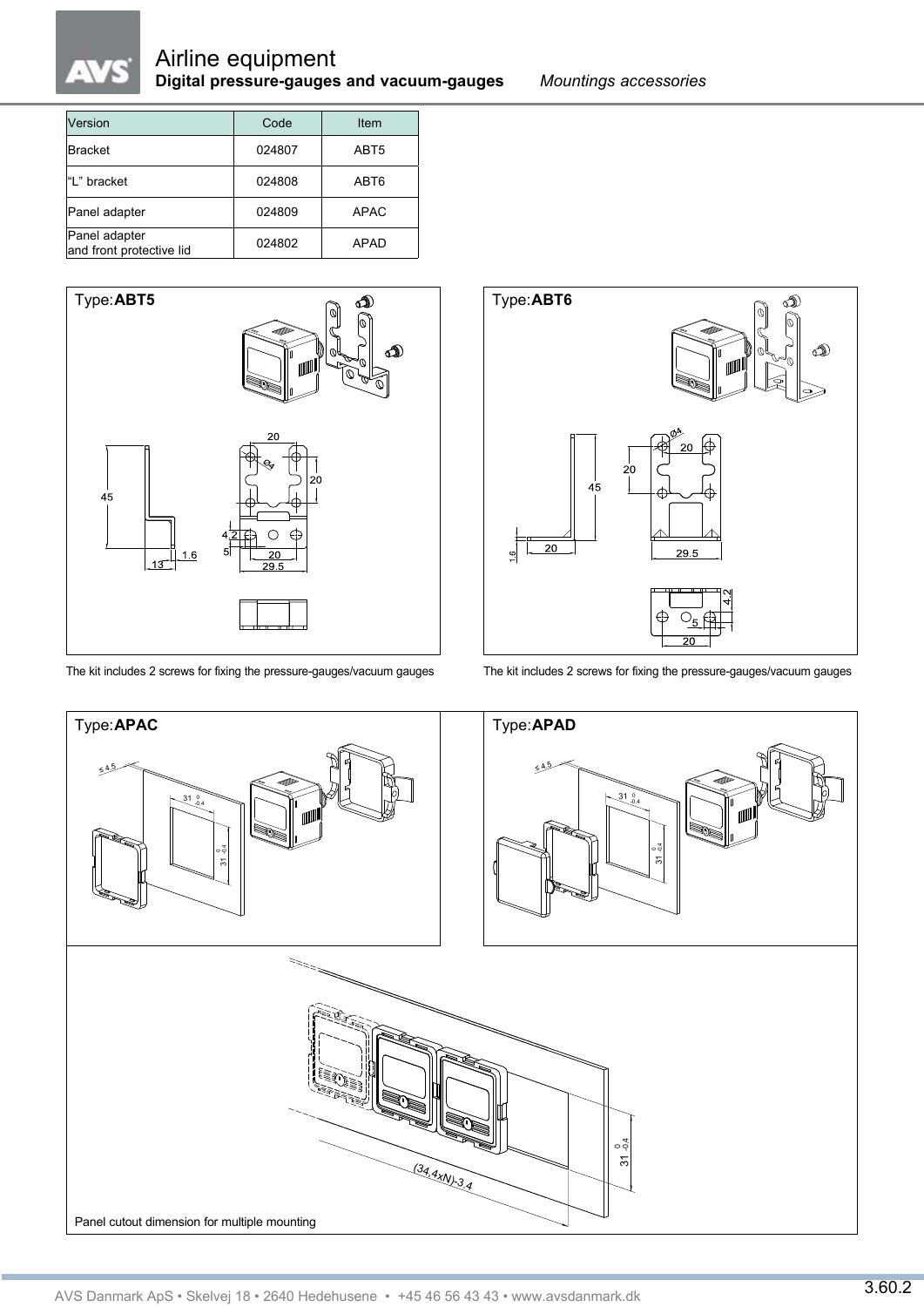# Airline equipment

**Digital pressure-gauges and vacuum-gauges** *Mountings accessories*

| Version | Code | Item |
|---|---|---|
| Bracket | 024807 | ABT5 |
| "L" bracket | 024808 | ABT6 |
| Panel adapter | 024809 | APAC |
| Panel adapter and front protective lid | 024802 | APAD |

Type:**ABT5**

20
Ø4
20
45
4.2
5
1.6
13
20
29.5

The kit includes 2 screws for fixing the pressure-gauges/vacuum gauges

Type:**ABT6**

Ø4
20
20
45
1.6
20
29.5
4.2
5
20

The kit includes 2 screws for fixing the pressure-gauges/vacuum gauges

Type:**APAC**

≤ 4.5
$31^{\ 0}_{-0.4}$
$31^{\ 0}_{-0.4}$

Type:**APAD**

≤ 4.5
$31^{\ 0}_{-0.4}$
$31^{\ 0}_{-0.4}$

$31^{\ 0}_{-0.4}$
(34,4xN)-3,4

Panel cutout dimension for multiple mounting

AVS Danmark ApS • Skelvej 18 • 2640 Hedehusene • +45 46 56 43 43 • www.avsdanmark.dk